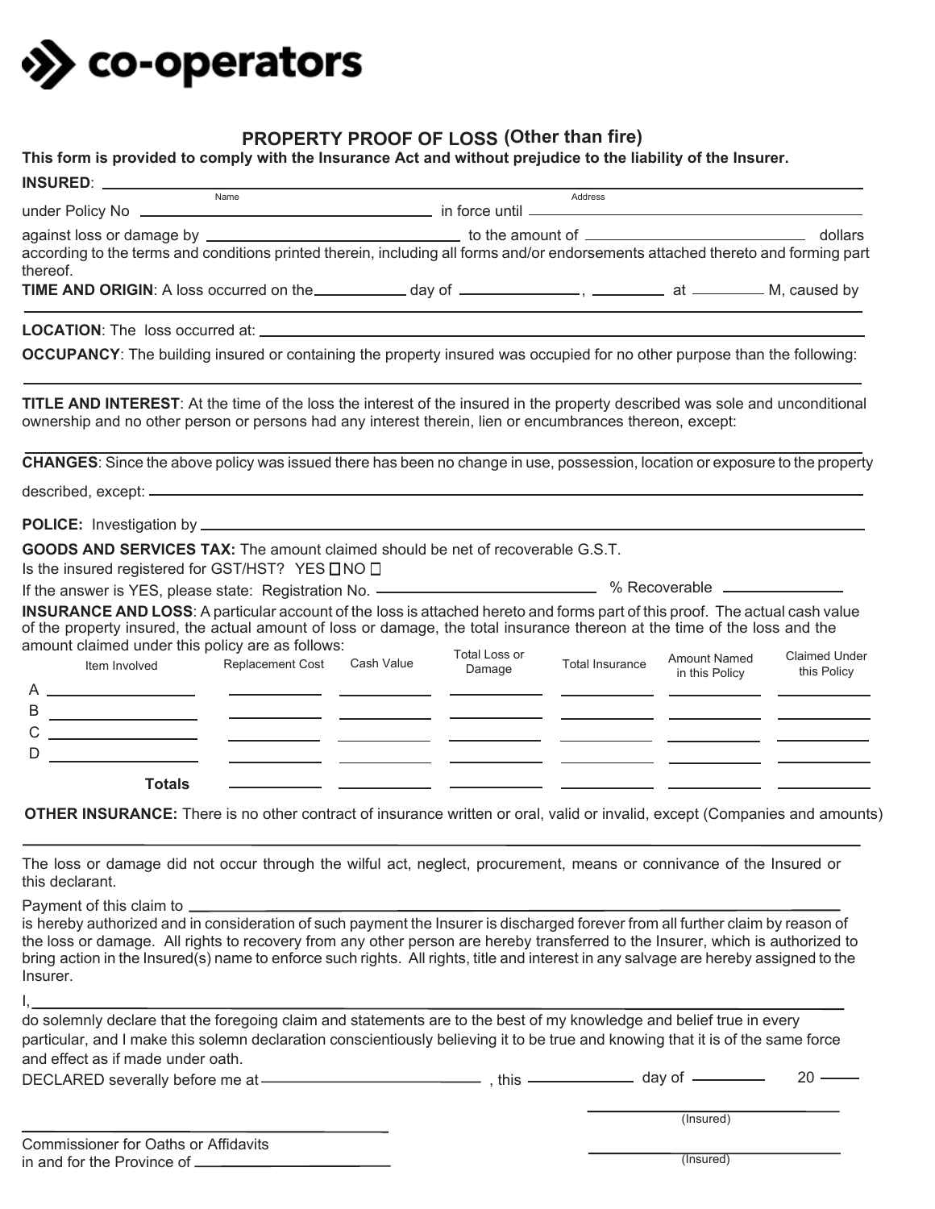co-operators

# PROPERTY PROOF OF LOSS (Other than fire)

**This form is provided to comply with the Insurance Act and without prejudice to the liability of the Insurer.**

**INSURED**: ______________________________ ______________________________
Name Address

under Policy No ______________________________ in force until ______________________________

against loss or damage by ______________________________ to the amount of ______________________________ dollars according to the terms and conditions printed therein, including all forms and/or endorsements attached thereto and forming part thereof.

**TIME AND ORIGIN**: A loss occurred on the __________ day of ______________, ________ at ________ M, caused by

______________________________________________________________________________

**LOCATION**: The loss occurred at: ______________________________________________________________________________

**OCCUPANCY**: The building insured or containing the property insured was occupied for no other purpose than the following:

______________________________________________________________________________

**TITLE AND INTEREST**: At the time of the loss the interest of the insured in the property described was sole and unconditional ownership and no other person or persons had any interest therein, lien or encumbrances thereon, except:

______________________________________________________________________________

**CHANGES**: Since the above policy was issued there has been no change in use, possession, location or exposure to the property described, except: ______________________________________________________________________________

**POLICE:** Investigation by ______________________________________________________________________________

**GOODS AND SERVICES TAX:** The amount claimed should be net of recoverable G.S.T.

Is the insured registered for GST/HST? YES ☐ NO ☐

If the answer is YES, please state: Registration No. ______________________ % Recoverable ______________

**INSURANCE AND LOSS**: A particular account of the loss is attached hereto and forms part of this proof. The actual cash value of the property insured, the actual amount of loss or damage, the total insurance thereon at the time of the loss and the amount claimed under this policy are as follows:

| | Item Involved | Replacement Cost | Cash Value | Total Loss or Damage | Total Insurance | Amount Named in this Policy | Claimed Under this Policy |
|---|---|---|---|---|---|---|---|
| A | | | | | | | |
| B | | | | | | | |
| C | | | | | | | |
| D | | | | | | | |
| | **Totals** | | | | | | |

**OTHER INSURANCE:** There is no other contract of insurance written or oral, valid or invalid, except (Companies and amounts)

______________________________________________________________________________

The loss or damage did not occur through the wilful act, neglect, procurement, means or connivance of the Insured or this declarant.

Payment of this claim to ______________________________________________________________________________
is hereby authorized and in consideration of such payment the Insurer is discharged forever from all further claim by reason of the loss or damage. All rights to recovery from any other person are hereby transferred to the Insurer, which is authorized to bring action in the Insured(s) name to enforce such rights. All rights, title and interest in any salvage are hereby assigned to the Insurer.

I, ______________________________________________________________________________
do solemnly declare that the foregoing claim and statements are to the best of my knowledge and belief true in every particular, and I make this solemn declaration conscientiously believing it to be true and knowing that it is of the same force and effect as if made under oath.

DECLARED severally before me at ______________________________, this ______________ day of ______________ 20 ______

______________________________
(Insured)

______________________________
Commissioner for Oaths or Affidavits
in and for the Province of ______________________________

______________________________
(Insured)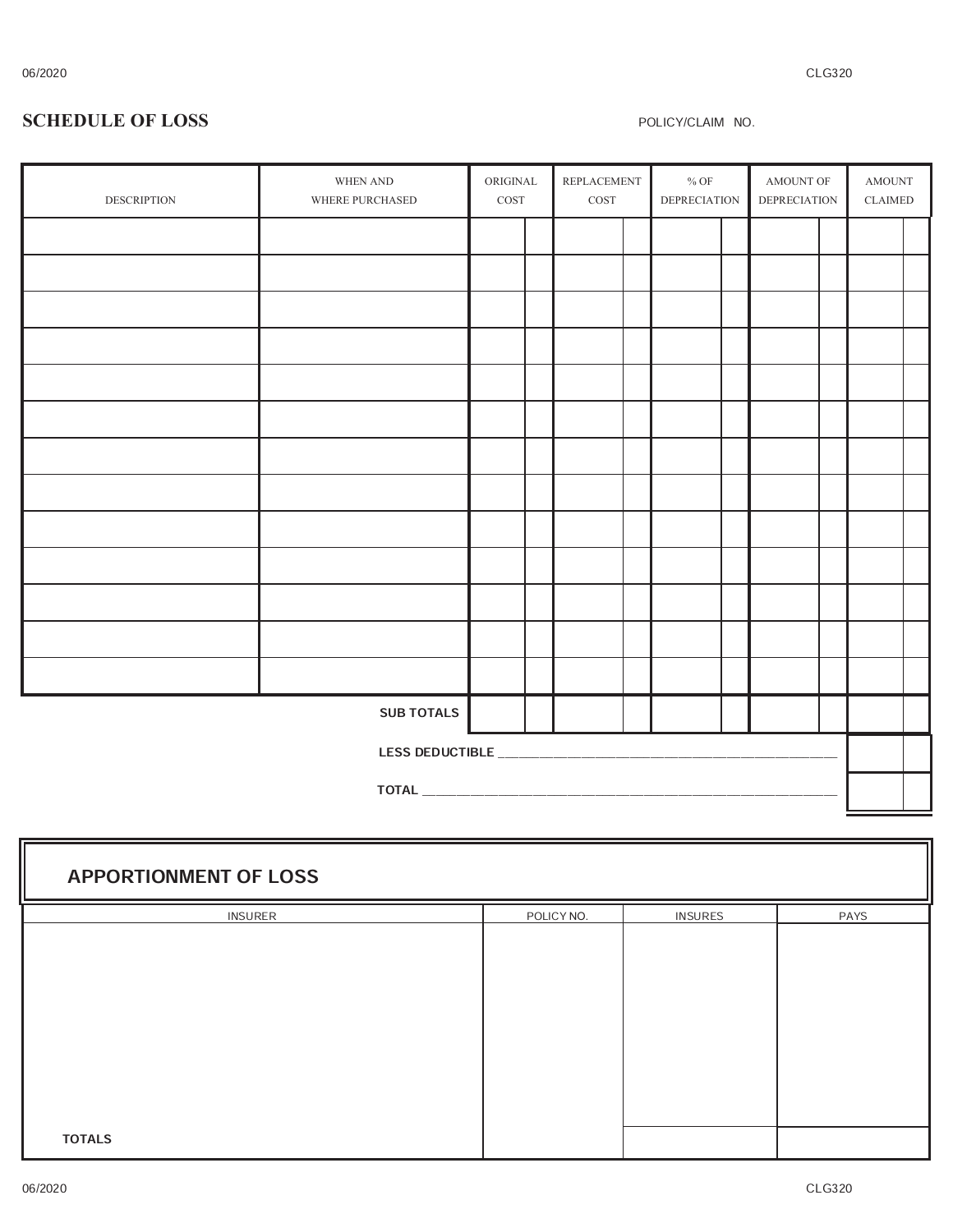## SCHEDULE OF LOSS

POLICY/CLAIM NO.

| DESCRIPTION | WHEN AND WHERE PURCHASED | ORIGINAL COST | REPLACEMENT COST | % OF DEPRECIATION | AMOUNT OF DEPRECIATION | AMOUNT CLAIMED |
|---|---|---|---|---|---|---|
| | | | | | | |
| | | | | | | |
| | | | | | | |
| | | | | | | |
| | | | | | | |
| | | | | | | |
| | | | | | | |
| | | | | | | |
| | | | | | | |
| | | | | | | |
| | | | | | | |
| | | | | | | |
| | | | | | | |
| | SUB TOTALS | | | | | |

LESS DEDUCTIBLE ______________________________

TOTAL ______________________________

## APPORTIONMENT OF LOSS

| INSURER | POLICY NO. | INSURES | PAYS |
|---|---|---|---|
| | | | |
| TOTALS | | | |